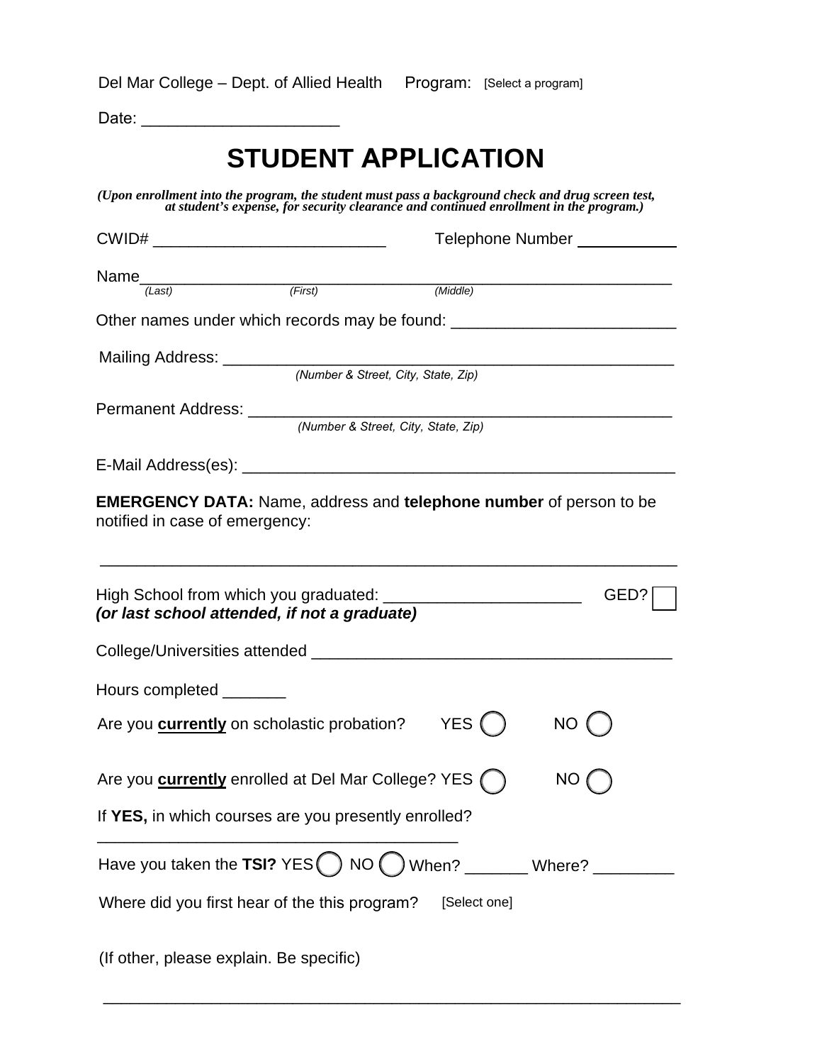Del Mar College – Dept. of Allied Health Program: [Select a program]

Date: ______________________

# STUDENT APPLICATION

*(Upon enrollment into the program, the student must pass a background check and drug screen test, at student's expense, for security clearance and continued enrollment in the program.)*

CWID# __________________________ Telephone Number ___________

Name____________________________________________________________
*(Last)* *(First)* *(Middle)*

Other names under which records may be found: _________________________

Mailing Address: ___________________________________________________
*(Number & Street, City, State, Zip)*

Permanent Address: ________________________________________________
*(Number & Street, City, State, Zip)*

E-Mail Address(es): _________________________________________________

**EMERGENCY DATA:** Name, address and **telephone number** of person to be notified in case of emergency:

_________________________________________________________________

High School from which you graduated: ______________________ GED? ☐
***(or last school attended, if not a graduate)***

College/Universities attended ________________________________________

Hours completed _______

Are you **currently** on scholastic probation? YES ◯ NO ◯

Are you **currently** enrolled at Del Mar College? YES ◯ NO ◯

If **YES,** in which courses are you presently enrolled?
_________________________________________

Have you taken the **TSI?** YES ◯ NO ◯ When? _______ Where? _________

Where did you first hear of the this program? [Select one]

(If other, please explain. Be specific)

_________________________________________________________________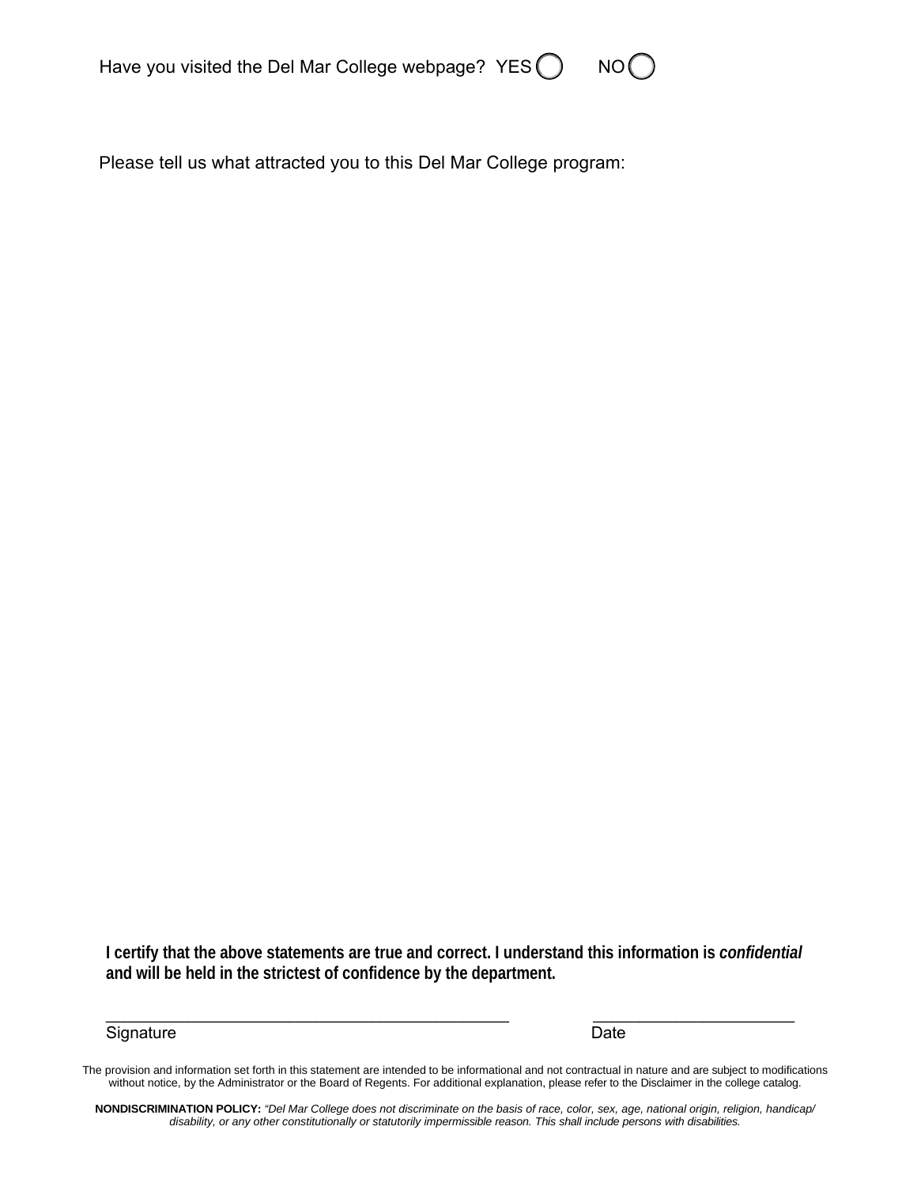Have you visited the Del Mar College webpage? YES ◯ NO ◯

Please tell us what attracted you to this Del Mar College program:

**I certify that the above statements are true and correct. I understand this information is *confidential* and will be held in the strictest of confidence by the department.**

_____________________________________________ _______________________

Signature Date

The provision and information set forth in this statement are intended to be informational and not contractual in nature and are subject to modifications without notice, by the Administrator or the Board of Regents. For additional explanation, please refer to the Disclaimer in the college catalog.

**NONDISCRIMINATION POLICY:** *"Del Mar College does not discriminate on the basis of race, color, sex, age, national origin, religion, handicap/ disability, or any other constitutionally or statutorily impermissible reason. This shall include persons with disabilities.*